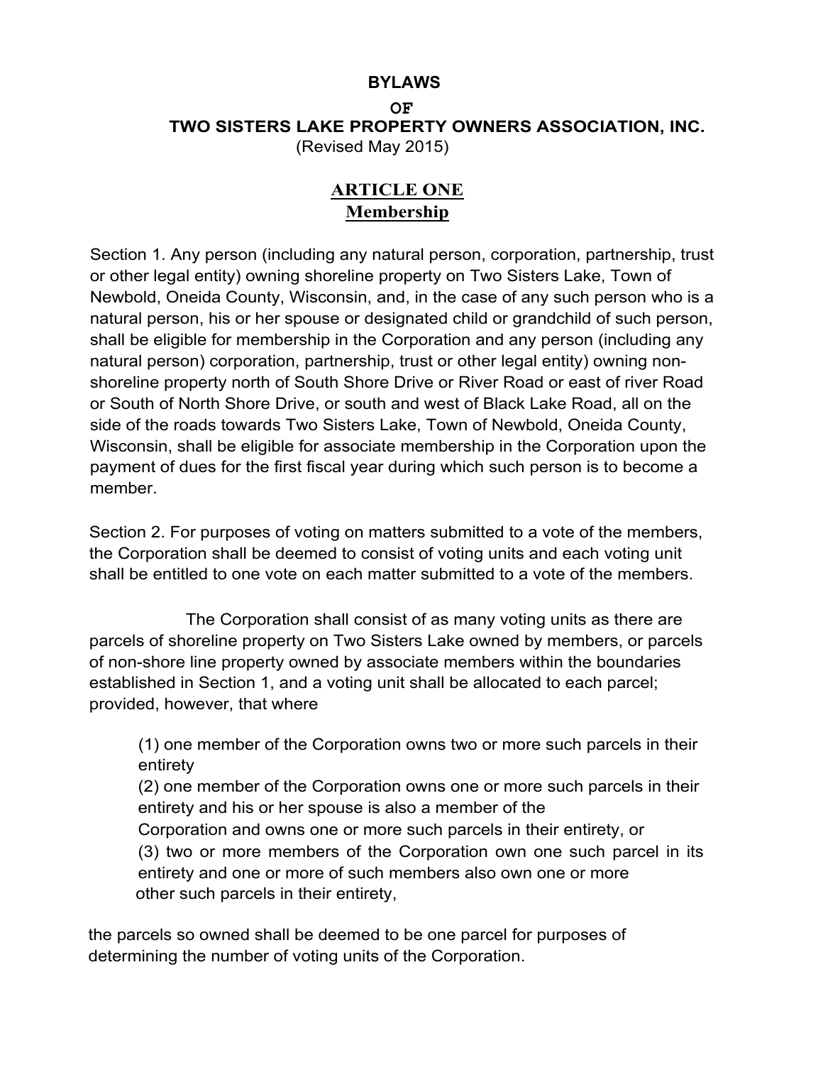# BYLAWS

# OF

# TWO SISTERS LAKE PROPERTY OWNERS ASSOCIATION, INC.

(Revised May 2015)

## ARTICLE ONE
## Membership

Section 1. Any person (including any natural person, corporation, partnership, trust or other legal entity) owning shoreline property on Two Sisters Lake, Town of Newbold, Oneida County, Wisconsin, and, in the case of any such person who is a natural person, his or her spouse or designated child or grandchild of such person, shall be eligible for membership in the Corporation and any person (including any natural person) corporation, partnership, trust or other legal entity) owning non-shoreline property north of South Shore Drive or River Road or east of river Road or South of North Shore Drive, or south and west of Black Lake Road, all on the side of the roads towards Two Sisters Lake, Town of Newbold, Oneida County, Wisconsin, shall be eligible for associate membership in the Corporation upon the payment of dues for the first fiscal year during which such person is to become a member.

Section 2. For purposes of voting on matters submitted to a vote of the members, the Corporation shall be deemed to consist of voting units and each voting unit shall be entitled to one vote on each matter submitted to a vote of the members.

The Corporation shall consist of as many voting units as there are parcels of shoreline property on Two Sisters Lake owned by members, or parcels of non-shore line property owned by associate members within the boundaries established in Section 1, and a voting unit shall be allocated to each parcel; provided, however, that where

(1) one member of the Corporation owns two or more such parcels in their entirety
(2) one member of the Corporation owns one or more such parcels in their entirety and his or her spouse is also a member of the Corporation and owns one or more such parcels in their entirety, or
(3) two or more members of the Corporation own one such parcel in its entirety and one or more of such members also own one or more other such parcels in their entirety,

the parcels so owned shall be deemed to be one parcel for purposes of determining the number of voting units of the Corporation.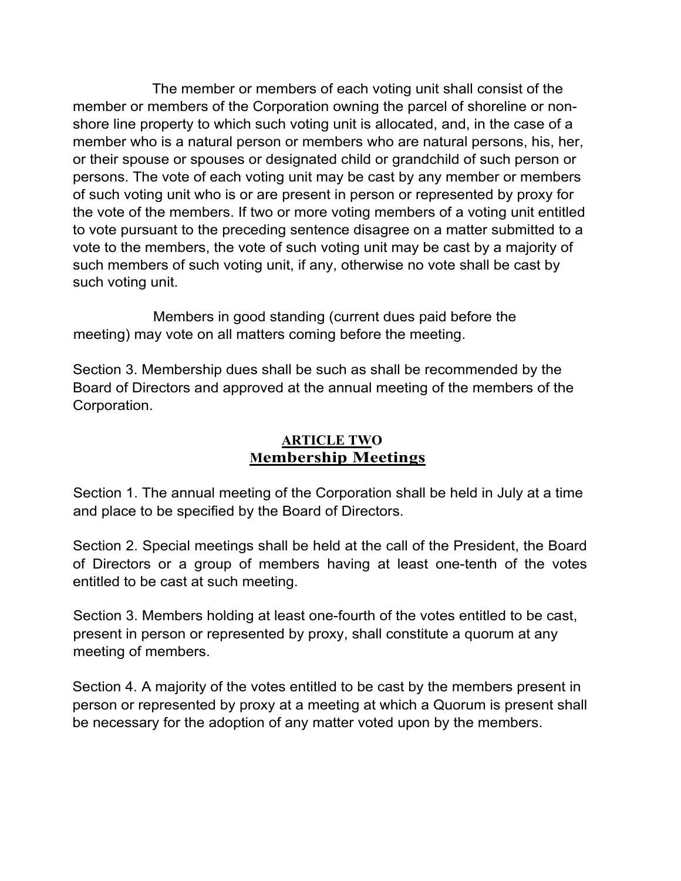The member or members of each voting unit shall consist of the member or members of the Corporation owning the parcel of shoreline or non-shore line property to which such voting unit is allocated, and, in the case of a member who is a natural person or members who are natural persons, his, her, or their spouse or spouses or designated child or grandchild of such person or persons. The vote of each voting unit may be cast by any member or members of such voting unit who is or are present in person or represented by proxy for the vote of the members. If two or more voting members of a voting unit entitled to vote pursuant to the preceding sentence disagree on a matter submitted to a vote to the members, the vote of such voting unit may be cast by a majority of such members of such voting unit, if any, otherwise no vote shall be cast by such voting unit.

Members in good standing (current dues paid before the meeting) may vote on all matters coming before the meeting.

Section 3. Membership dues shall be such as shall be recommended by the Board of Directors and approved at the annual meeting of the members of the Corporation.

## ARTICLE TWO
## Membership Meetings

Section 1. The annual meeting of the Corporation shall be held in July at a time and place to be specified by the Board of Directors.

Section 2. Special meetings shall be held at the call of the President, the Board of Directors or a group of members having at least one-tenth of the votes entitled to be cast at such meeting.

Section 3. Members holding at least one-fourth of the votes entitled to be cast, present in person or represented by proxy, shall constitute a quorum at any meeting of members.

Section 4. A majority of the votes entitled to be cast by the members present in person or represented by proxy at a meeting at which a Quorum is present shall be necessary for the adoption of any matter voted upon by the members.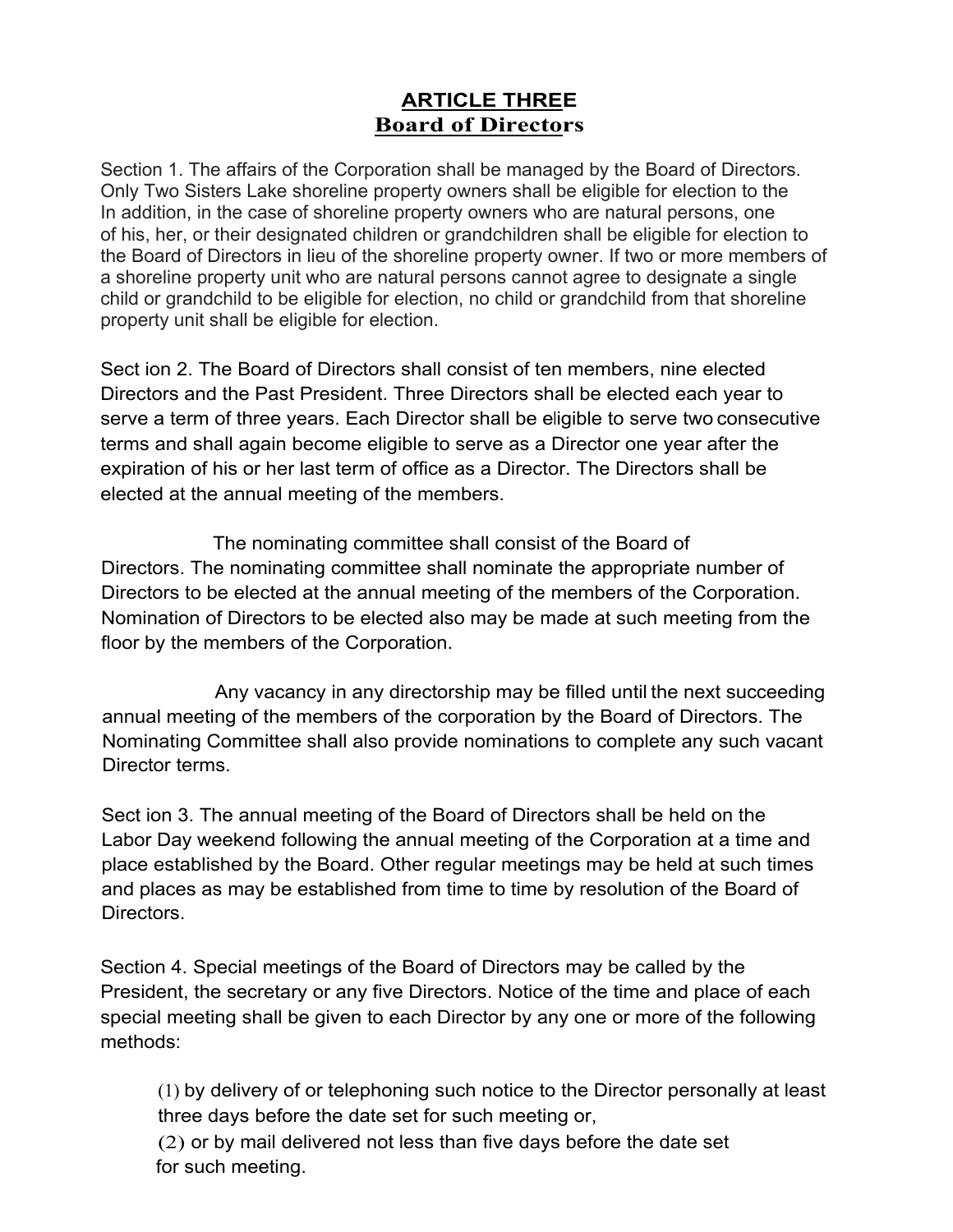## ARTICLE THREE
## Board of Directors

Section 1. The affairs of the Corporation shall be managed by the Board of Directors. Only Two Sisters Lake shoreline property owners shall be eligible for election to the In addition, in the case of shoreline property owners who are natural persons, one of his, her, or their designated children or grandchildren shall be eligible for election to the Board of Directors in lieu of the shoreline property owner. If two or more members of a shoreline property unit who are natural persons cannot agree to designate a single child or grandchild to be eligible for election, no child or grandchild from that shoreline property unit shall be eligible for election.

Sect ion 2. The Board of Directors shall consist of ten members, nine elected Directors and the Past President. Three Directors shall be elected each year to serve a term of three years. Each Director shall be eligible to serve two consecutive terms and shall again become eligible to serve as a Director one year after the expiration of his or her last term of office as a Director. The Directors shall be elected at the annual meeting of the members.

The nominating committee shall consist of the Board of Directors. The nominating committee shall nominate the appropriate number of Directors to be elected at the annual meeting of the members of the Corporation. Nomination of Directors to be elected also may be made at such meeting from the floor by the members of the Corporation.

Any vacancy in any directorship may be filled until the next succeeding annual meeting of the members of the corporation by the Board of Directors. The Nominating Committee shall also provide nominations to complete any such vacant Director terms.

Sect ion 3. The annual meeting of the Board of Directors shall be held on the Labor Day weekend following the annual meeting of the Corporation at a time and place established by the Board. Other regular meetings may be held at such times and places as may be established from time to time by resolution of the Board of Directors.

Section 4. Special meetings of the Board of Directors may be called by the President, the secretary or any five Directors. Notice of the time and place of each special meeting shall be given to each Director by any one or more of the following methods:

(1) by delivery of or telephoning such notice to the Director personally at least three days before the date set for such meeting or,

(2) or by mail delivered not less than five days before the date set for such meeting.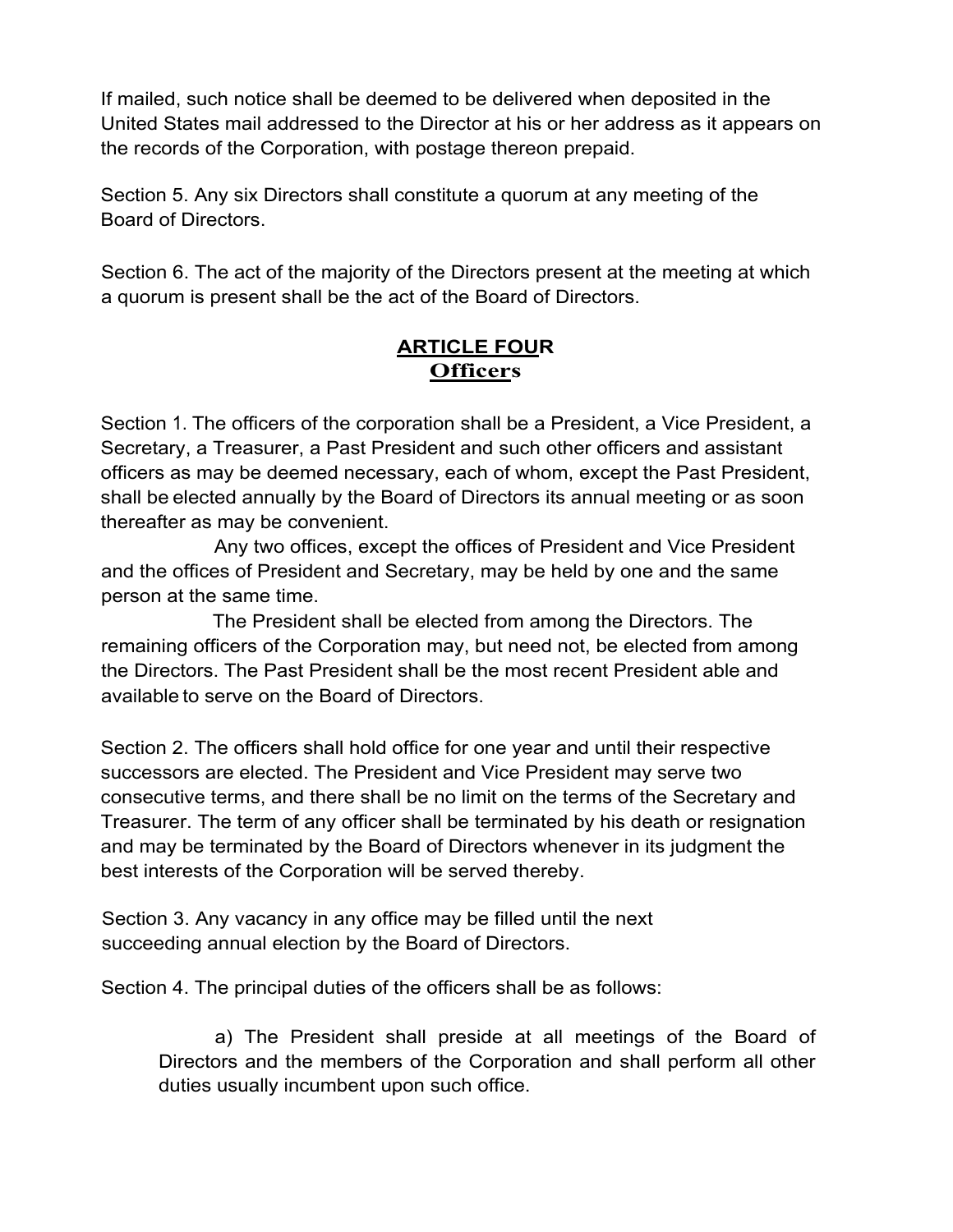If mailed, such notice shall be deemed to be delivered when deposited in the United States mail addressed to the Director at his or her address as it appears on the records of the Corporation, with postage thereon prepaid.

Section 5. Any six Directors shall constitute a quorum at any meeting of the Board of Directors.

Section 6. The act of the majority of the Directors present at the meeting at which a quorum is present shall be the act of the Board of Directors.

## ARTICLE FOUR
## Officers

Section 1. The officers of the corporation shall be a President, a Vice President, a Secretary, a Treasurer, a Past President and such other officers and assistant officers as may be deemed necessary, each of whom, except the Past President, shall be elected annually by the Board of Directors its annual meeting or as soon thereafter as may be convenient.

Any two offices, except the offices of President and Vice President and the offices of President and Secretary, may be held by one and the same person at the same time.

The President shall be elected from among the Directors. The remaining officers of the Corporation may, but need not, be elected from among the Directors. The Past President shall be the most recent President able and available to serve on the Board of Directors.

Section 2. The officers shall hold office for one year and until their respective successors are elected. The President and Vice President may serve two consecutive terms, and there shall be no limit on the terms of the Secretary and Treasurer. The term of any officer shall be terminated by his death or resignation and may be terminated by the Board of Directors whenever in its judgment the best interests of the Corporation will be served thereby.

Section 3. Any vacancy in any office may be filled until the next succeeding annual election by the Board of Directors.

Section 4. The principal duties of the officers shall be as follows:

a) The President shall preside at all meetings of the Board of Directors and the members of the Corporation and shall perform all other duties usually incumbent upon such office.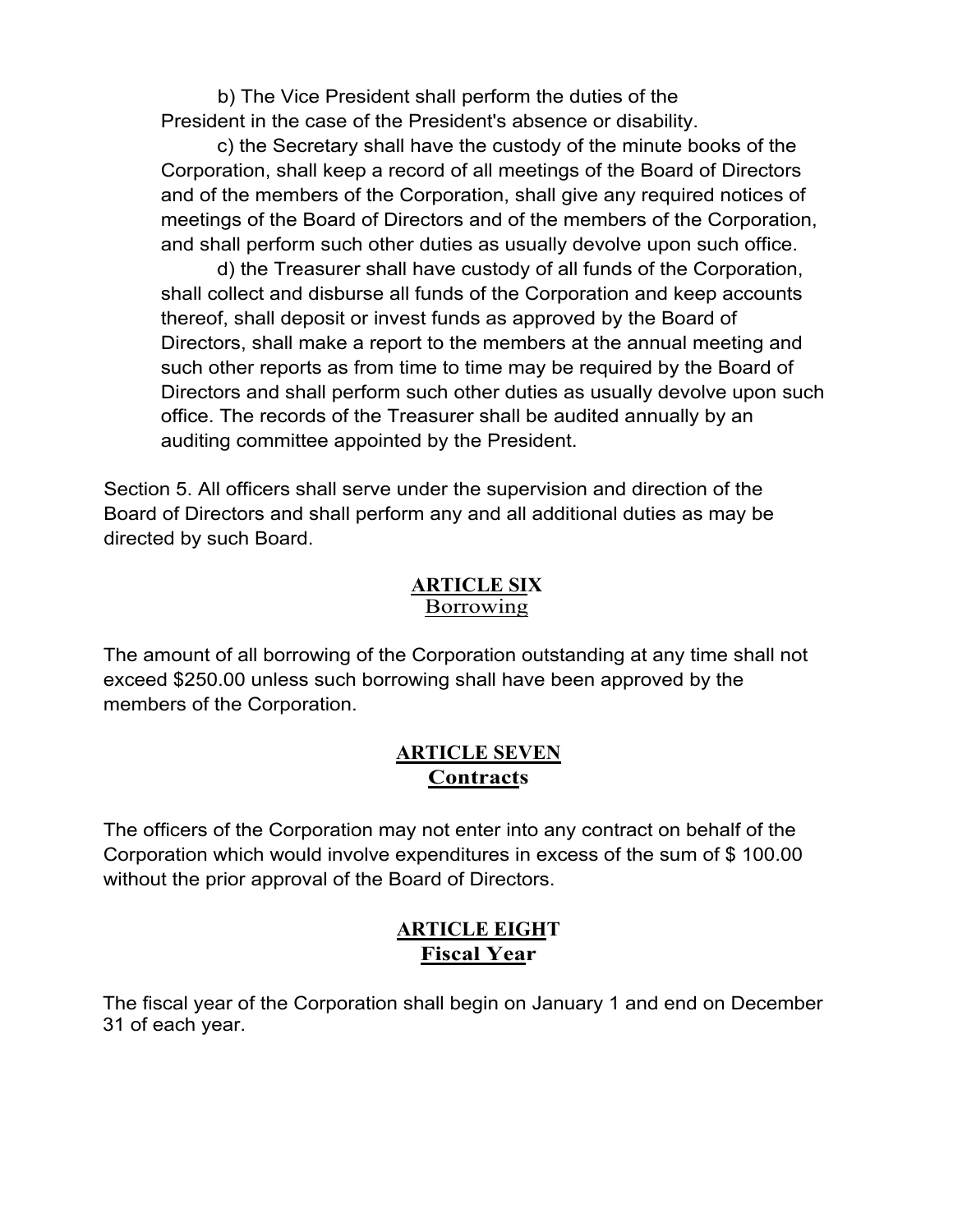b) The Vice President shall perform the duties of the President in the case of the President's absence or disability.

c) the Secretary shall have the custody of the minute books of the Corporation, shall keep a record of all meetings of the Board of Directors and of the members of the Corporation, shall give any required notices of meetings of the Board of Directors and of the members of the Corporation, and shall perform such other duties as usually devolve upon such office.

d) the Treasurer shall have custody of all funds of the Corporation, shall collect and disburse all funds of the Corporation and keep accounts thereof, shall deposit or invest funds as approved by the Board of Directors, shall make a report to the members at the annual meeting and such other reports as from time to time may be required by the Board of Directors and shall perform such other duties as usually devolve upon such office. The records of the Treasurer shall be audited annually by an auditing committee appointed by the President.

Section 5. All officers shall serve under the supervision and direction of the Board of Directors and shall perform any and all additional duties as may be directed by such Board.

## ARTICLE SIX
### Borrowing

The amount of all borrowing of the Corporation outstanding at any time shall not exceed $250.00 unless such borrowing shall have been approved by the members of the Corporation.

## ARTICLE SEVEN
### Contracts

The officers of the Corporation may not enter into any contract on behalf of the Corporation which would involve expenditures in excess of the sum of $ 100.00 without the prior approval of the Board of Directors.

## ARTICLE EIGHT
### Fiscal Year

The fiscal year of the Corporation shall begin on January 1 and end on December 31 of each year.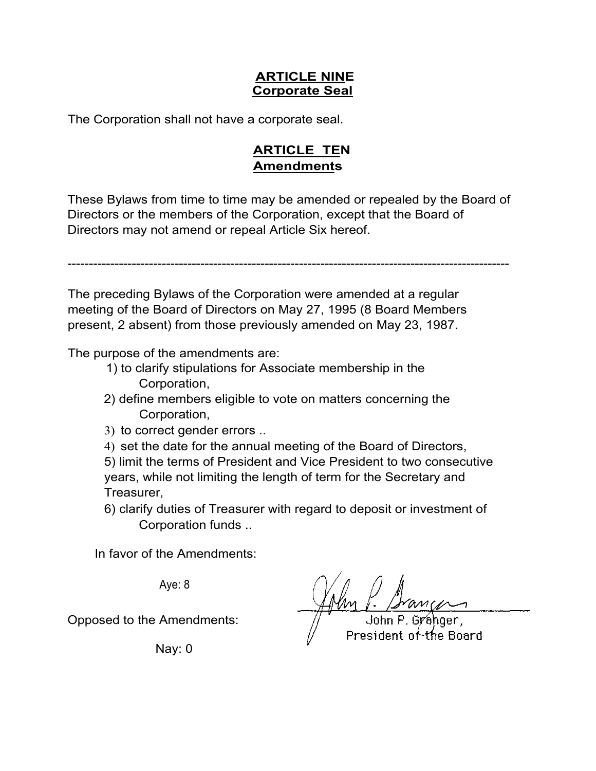## ARTICLE NINE
## Corporate Seal

The Corporation shall not have a corporate seal.

## ARTICLE TEN
## Amendments

These Bylaws from time to time may be amended or repealed by the Board of Directors or the members of the Corporation, except that the Board of Directors may not amend or repeal Article Six hereof.

---

The preceding Bylaws of the Corporation were amended at a regular meeting of the Board of Directors on May 27, 1995 (8 Board Members present, 2 absent) from those previously amended on May 23, 1987.

The purpose of the amendments are:

1) to clarify stipulations for Associate membership in the Corporation,
2) define members eligible to vote on matters concerning the Corporation,
3) to correct gender errors ..
4) set the date for the annual meeting of the Board of Directors,
5) limit the terms of President and Vice President to two consecutive years, while not limiting the length of term for the Secretary and Treasurer,
6) clarify duties of Treasurer with regard to deposit or investment of Corporation funds ..

In favor of the Amendments:

Aye: 8

Opposed to the Amendments:

Nay: 0

John P. Granger,
President of the Board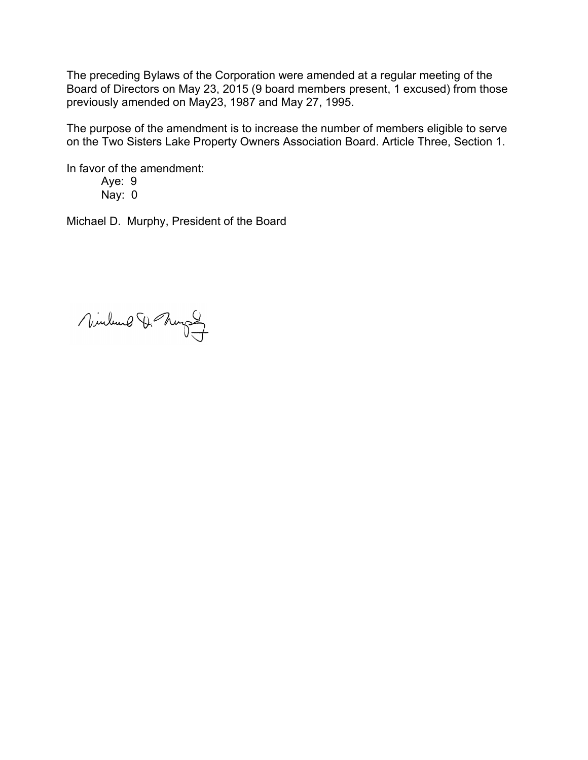The preceding Bylaws of the Corporation were amended at a regular meeting of the Board of Directors on May 23, 2015 (9 board members present, 1 excused) from those previously amended on May23, 1987 and May 27, 1995.

The purpose of the amendment is to increase the number of members eligible to serve on the Two Sisters Lake Property Owners Association Board. Article Three, Section 1.

In favor of the amendment:

Aye: 9
Nay: 0

Michael D. Murphy, President of the Board